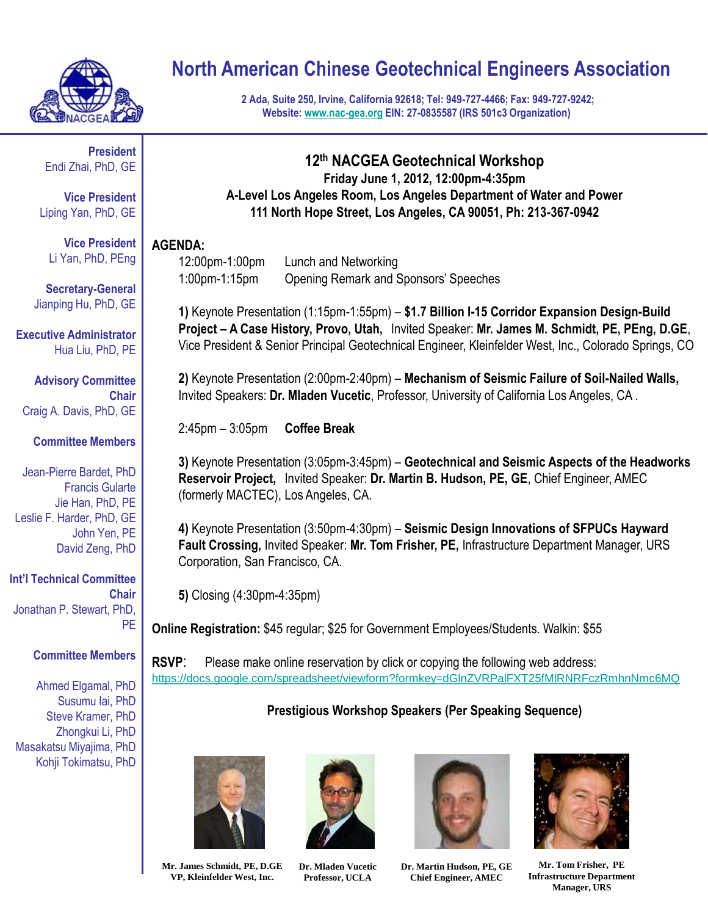# North American Chinese Geotechnical Engineers Association

**2 Ada, Suite 250, Irvine, California 92618; Tel: 949-727-4466; Fax: 949-727-9242; Website: www.nac-gea.org EIN: 27-0835587 (IRS 501c3 Organization)**

**President**
Endi Zhai, PhD, GE

**Vice President**
Liping Yan, PhD, GE

**Vice President**
Li Yan, PhD, PEng

**Secretary-General**
Jianping Hu, PhD, GE

**Executive Administrator**
Hua Liu, PhD, PE

**Advisory Committee Chair**
Craig A. Davis, PhD, GE

**Committee Members**

Jean-Pierre Bardet, PhD
Francis Gularte
Jie Han, PhD, PE
Leslie F. Harder, PhD, GE
John Yen, PE
David Zeng, PhD

**Int'l Technical Committee Chair**
Jonathan P. Stewart, PhD, PE

**Committee Members**

Ahmed Elgamal, PhD
Susumu Iai, PhD
Steve Kramer, PhD
Zhongkui Li, PhD
Masakatsu Miyajima, PhD
Kohji Tokimatsu, PhD

## 12th NACGEA Geotechnical Workshop

**Friday June 1, 2012, 12:00pm-4:35pm**
**A-Level Los Angeles Room, Los Angeles Department of Water and Power**
**111 North Hope Street, Los Angeles, CA 90051, Ph: 213-367-0942**

**AGENDA:**

12:00pm-1:00pm  Lunch and Networking
1:00pm-1:15pm  Opening Remark and Sponsors' Speeches

**1)** Keynote Presentation (1:15pm-1:55pm) – **$1.7 Billion I-15 Corridor Expansion Design-Build Project – A Case History, Provo, Utah,** Invited Speaker: **Mr. James M. Schmidt, PE, PEng, D.GE**, Vice President & Senior Principal Geotechnical Engineer, Kleinfelder West, Inc., Colorado Springs, CO

**2)** Keynote Presentation (2:00pm-2:40pm) – **Mechanism of Seismic Failure of Soil-Nailed Walls,** Invited Speakers: **Dr. Mladen Vucetic**, Professor, University of California Los Angeles, CA .

2:45pm – 3:05pm  **Coffee Break**

**3)** Keynote Presentation (3:05pm-3:45pm) – **Geotechnical and Seismic Aspects of the Headworks Reservoir Project,** Invited Speaker: **Dr. Martin B. Hudson, PE, GE**, Chief Engineer, AMEC (formerly MACTEC), Los Angeles, CA.

**4)** Keynote Presentation (3:50pm-4:30pm) – **Seismic Design Innovations of SFPUCs Hayward Fault Crossing,** Invited Speaker: **Mr. Tom Frisher, PE,** Infrastructure Department Manager, URS Corporation, San Francisco, CA.

**5)** Closing (4:30pm-4:35pm)

**Online Registration:** $45 regular; $25 for Government Employees/Students. Walkin: $55

**RSVP**: Please make online reservation by click or copying the following web address: https://docs.google.com/spreadsheet/viewform?formkey=dGlnZVRPalFXT25fMlRNRFczRmhnNmc6MQ

**Prestigious Workshop Speakers (Per Speaking Sequence)**

**Mr. James Schmidt, PE, D.GE**
**VP, Kleinfelder West, Inc.**

**Dr. Mladen Vucetic**
**Professor, UCLA**

**Dr. Martin Hudson, PE, GE**
**Chief Engineer, AMEC**

**Mr. Tom Frisher, PE**
**Infrastructure Department Manager, URS**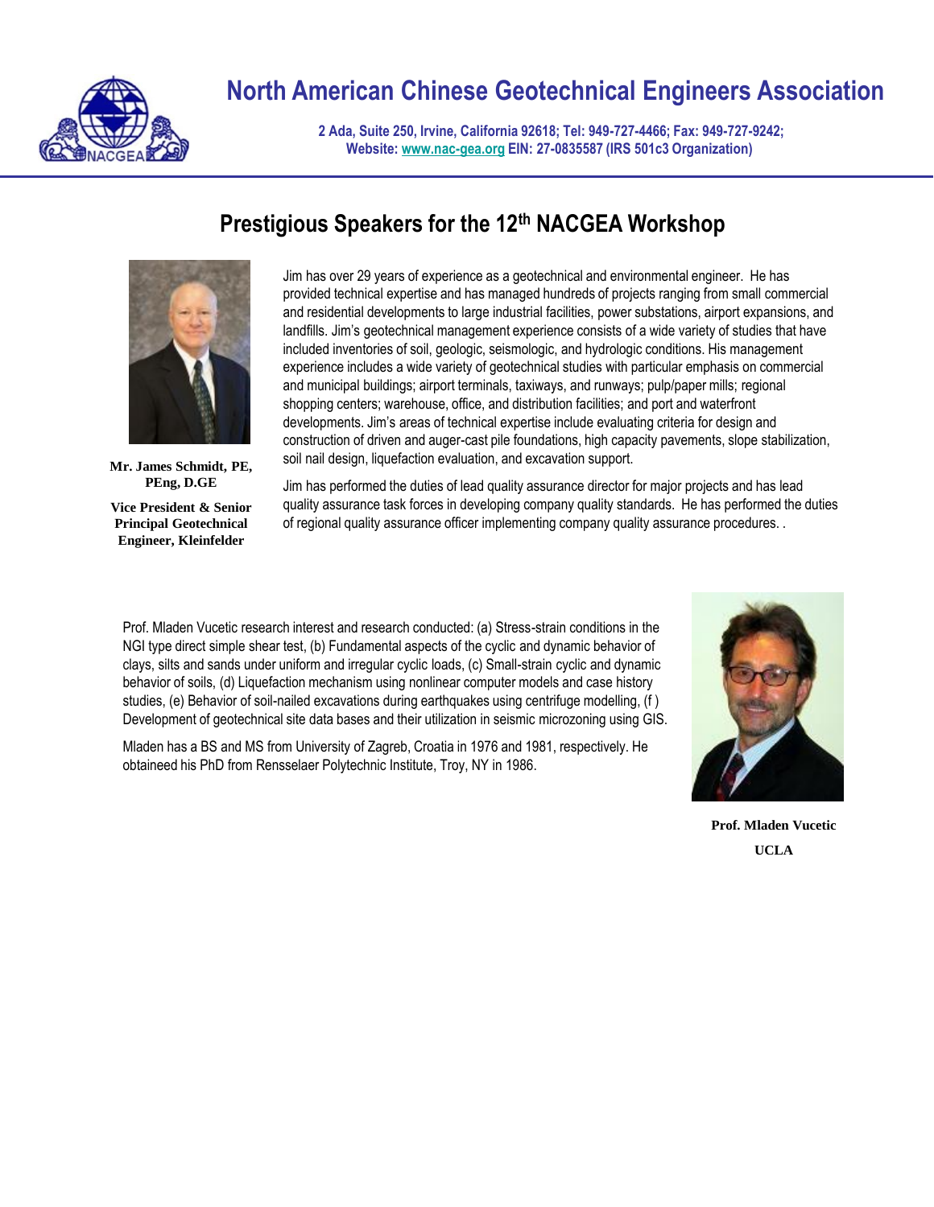# North American Chinese Geotechnical Engineers Association

**2 Ada, Suite 250, Irvine, California 92618; Tel: 949-727-4466; Fax: 949-727-9242; Website: www.nac-gea.org EIN: 27-0835587 (IRS 501c3 Organization)**

## Prestigious Speakers for the 12th NACGEA Workshop

**Mr. James Schmidt, PE, PEng, D.GE**

**Vice President & Senior Principal Geotechnical Engineer, Kleinfelder**

Jim has over 29 years of experience as a geotechnical and environmental engineer. He has provided technical expertise and has managed hundreds of projects ranging from small commercial and residential developments to large industrial facilities, power substations, airport expansions, and landfills. Jim's geotechnical management experience consists of a wide variety of studies that have included inventories of soil, geologic, seismologic, and hydrologic conditions. His management experience includes a wide variety of geotechnical studies with particular emphasis on commercial and municipal buildings; airport terminals, taxiways, and runways; pulp/paper mills; regional shopping centers; warehouse, office, and distribution facilities; and port and waterfront developments. Jim's areas of technical expertise include evaluating criteria for design and construction of driven and auger-cast pile foundations, high capacity pavements, slope stabilization, soil nail design, liquefaction evaluation, and excavation support.

Jim has performed the duties of lead quality assurance director for major projects and has lead quality assurance task forces in developing company quality standards. He has performed the duties of regional quality assurance officer implementing company quality assurance procedures. .

Prof. Mladen Vucetic research interest and research conducted: (a) Stress-strain conditions in the NGI type direct simple shear test, (b) Fundamental aspects of the cyclic and dynamic behavior of clays, silts and sands under uniform and irregular cyclic loads, (c) Small-strain cyclic and dynamic behavior of soils, (d) Liquefaction mechanism using nonlinear computer models and case history studies, (e) Behavior of soil-nailed excavations during earthquakes using centrifuge modelling, (f ) Development of geotechnical site data bases and their utilization in seismic microzoning using GIS.

Mladen has a BS and MS from University of Zagreb, Croatia in 1976 and 1981, respectively. He obtaineed his PhD from Rensselaer Polytechnic Institute, Troy, NY in 1986.

**Prof. Mladen Vucetic**

**UCLA**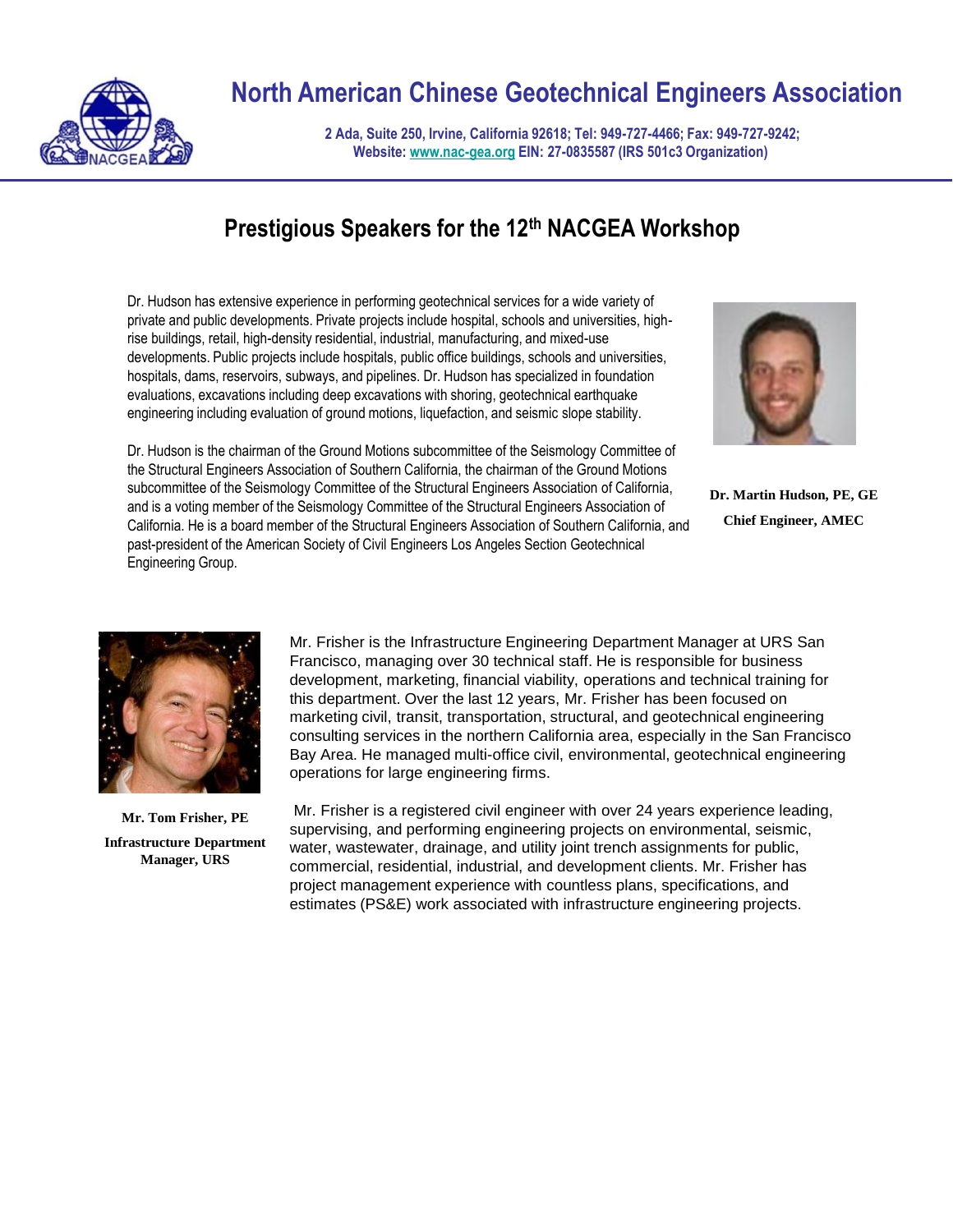# North American Chinese Geotechnical Engineers Association

**2 Ada, Suite 250, Irvine, California 92618; Tel: 949-727-4466; Fax: 949-727-9242;**
**Website: www.nac-gea.org EIN: 27-0835587 (IRS 501c3 Organization)**

## Prestigious Speakers for the 12th NACGEA Workshop

Dr. Hudson has extensive experience in performing geotechnical services for a wide variety of private and public developments. Private projects include hospital, schools and universities, high-rise buildings, retail, high-density residential, industrial, manufacturing, and mixed-use developments. Public projects include hospitals, public office buildings, schools and universities, hospitals, dams, reservoirs, subways, and pipelines. Dr. Hudson has specialized in foundation evaluations, excavations including deep excavations with shoring, geotechnical earthquake engineering including evaluation of ground motions, liquefaction, and seismic slope stability.

Dr. Hudson is the chairman of the Ground Motions subcommittee of the Seismology Committee of the Structural Engineers Association of Southern California, the chairman of the Ground Motions subcommittee of the Seismology Committee of the Structural Engineers Association of California, and is a voting member of the Seismology Committee of the Structural Engineers Association of California. He is a board member of the Structural Engineers Association of Southern California, and past-president of the American Society of Civil Engineers Los Angeles Section Geotechnical Engineering Group.

**Dr. Martin Hudson, PE, GE**

**Chief Engineer, AMEC**

**Mr. Tom Frisher, PE**

**Infrastructure Department Manager, URS**

Mr. Frisher is the Infrastructure Engineering Department Manager at URS San Francisco, managing over 30 technical staff. He is responsible for business development, marketing, financial viability, operations and technical training for this department. Over the last 12 years, Mr. Frisher has been focused on marketing civil, transit, transportation, structural, and geotechnical engineering consulting services in the northern California area, especially in the San Francisco Bay Area. He managed multi-office civil, environmental, geotechnical engineering operations for large engineering firms.

Mr. Frisher is a registered civil engineer with over 24 years experience leading, supervising, and performing engineering projects on environmental, seismic, water, wastewater, drainage, and utility joint trench assignments for public, commercial, residential, industrial, and development clients. Mr. Frisher has project management experience with countless plans, specifications, and estimates (PS&E) work associated with infrastructure engineering projects.